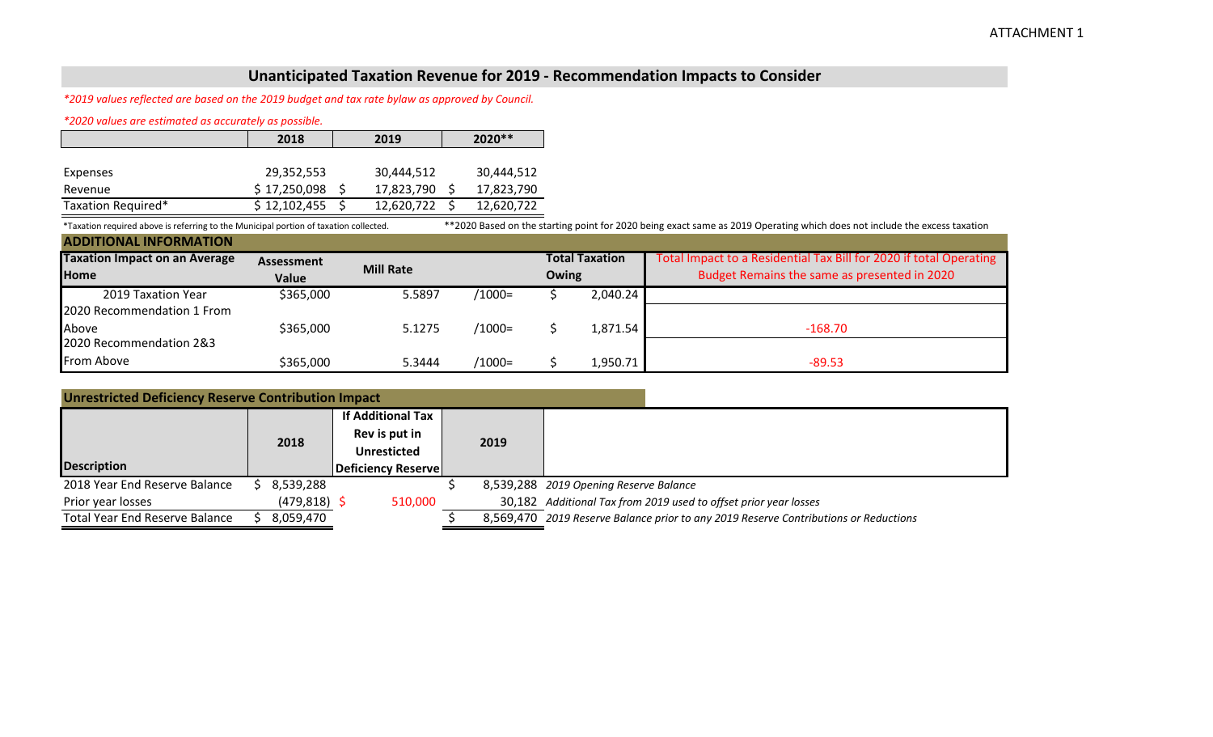ATTACHMENT 1

# Unanticipated Taxation Revenue for 2019 - Recommendation Impacts to Consider

*\*2019 values reflected are based on the 2019 budget and tax rate bylaw as approved by Council.*

*\*2020 values are estimated as accurately as possible.*

| | 2018 | 2019 | 2020** |
|---|---|---|---|
| Expenses | 29,352,553 | 30,444,512 | 30,444,512 |
| Revenue | $ 17,250,098 | $ 17,823,790 | $ 17,823,790 |
| Taxation Required* | $ 12,102,455 | $ 12,620,722 | $ 12,620,722 |

*Taxation required above is referring to the Municipal portion of taxation collected.

**2020 Based on the starting point for 2020 being exact same as 2019 Operating which does not include the excess taxation

## ADDITIONAL INFORMATION

| Taxation Impact on an Average Home | Assessment Value | Mill Rate | | Total Taxation Owing | Total Impact to a Residential Tax Bill for 2020 if total Operating Budget Remains the same as presented in 2020 |
|---|---|---|---|---|---|
| 2019 Taxation Year | $365,000 | 5.5897 | /1000= | $ 2,040.24 | |
| 2020 Recommendation 1 From Above | $365,000 | 5.1275 | /1000= | $ 1,871.54 | -168.70 |
| 2020 Recommendation 2&3 From Above | $365,000 | 5.3444 | /1000= | $ 1,950.71 | -89.53 |

## Unrestricted Deficiency Reserve Contribution Impact

| Description | 2018 | If Additional Tax Rev is put in Unresticted Deficiency Reserve | 2019 | |
|---|---|---|---|---|
| 2018 Year End Reserve Balance | $ 8,539,288 | | $ 8,539,288 | *2019 Opening Reserve Balance* |
| Prior year losses | (479,818) | $ 510,000 | 30,182 | *Additional Tax from 2019 used to offset prior year losses* |
| Total Year End Reserve Balance | $ 8,059,470 | | $ 8,569,470 | *2019 Reserve Balance prior to any 2019 Reserve Contributions or Reductions* |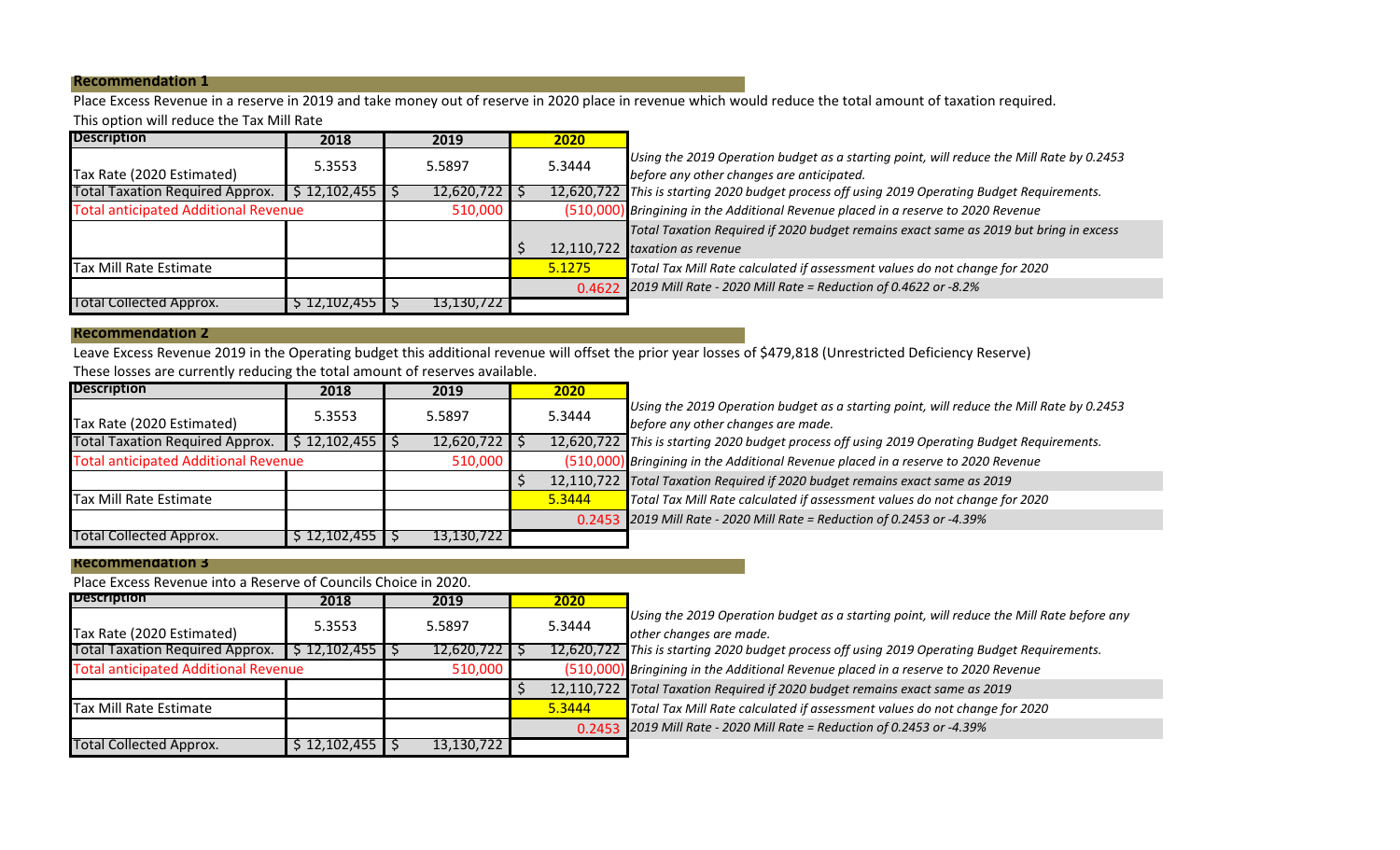### Recommendation 1

Place Excess Revenue in a reserve in 2019 and take money out of reserve in 2020 place in revenue which would reduce the total amount of taxation required.

This option will reduce the Tax Mill Rate

| Description | 2018 | 2019 | 2020 | |
|---|---|---|---|---|
| Tax Rate (2020 Estimated) | 5.3553 | 5.5897 | 5.3444 | *Using the 2019 Operation budget as a starting point, will reduce the Mill Rate by 0.2453 before any other changes are anticipated.* |
| Total Taxation Required Approx. | $ 12,102,455 | $ 12,620,722 | $ 12,620,722 | *This is starting 2020 budget process off using 2019 Operating Budget Requirements.* |
| Total anticipated Additional Revenue | | 510,000 | (510,000) | *Bringining in the Additional Revenue placed in a reserve to 2020 Revenue* |
| | | | $ 12,110,722 | *Total Taxation Required if 2020 budget remains exact same as 2019 but bring in excess taxation as revenue* |
| Tax Mill Rate Estimate | | | 5.1275 | *Total Tax Mill Rate calculated if assessment values do not change for 2020* |
| | | | 0.4622 | *2019 Mill Rate - 2020 Mill Rate = Reduction of 0.4622 or -8.2%* |
| Total Collected Approx. | $ 12,102,455 | $ 13,130,722 | | |

### Recommendation 2

Leave Excess Revenue 2019 in the Operating budget this additional revenue will offset the prior year losses of $479,818 (Unrestricted Deficiency Reserve)

These losses are currently reducing the total amount of reserves available.

| Description | 2018 | 2019 | 2020 | |
|---|---|---|---|---|
| Tax Rate (2020 Estimated) | 5.3553 | 5.5897 | 5.3444 | *Using the 2019 Operation budget as a starting point, will reduce the Mill Rate by 0.2453 before any other changes are made.* |
| Total Taxation Required Approx. | $ 12,102,455 | $ 12,620,722 | $ 12,620,722 | *This is starting 2020 budget process off using 2019 Operating Budget Requirements.* |
| Total anticipated Additional Revenue | | 510,000 | (510,000) | *Bringining in the Additional Revenue placed in a reserve to 2020 Revenue* |
| | | | $ 12,110,722 | *Total Taxation Required if 2020 budget remains exact same as 2019* |
| Tax Mill Rate Estimate | | | 5.3444 | *Total Tax Mill Rate calculated if assessment values do not change for 2020* |
| | | | 0.2453 | *2019 Mill Rate - 2020 Mill Rate = Reduction of 0.2453 or -4.39%* |
| Total Collected Approx. | $ 12,102,455 | $ 13,130,722 | | |

### Recommendation 3

Place Excess Revenue into a Reserve of Councils Choice in 2020.

| Description | 2018 | 2019 | 2020 | |
|---|---|---|---|---|
| Tax Rate (2020 Estimated) | 5.3553 | 5.5897 | 5.3444 | *Using the 2019 Operation budget as a starting point, will reduce the Mill Rate before any other changes are made.* |
| Total Taxation Required Approx. | $ 12,102,455 | $ 12,620,722 | $ 12,620,722 | *This is starting 2020 budget process off using 2019 Operating Budget Requirements.* |
| Total anticipated Additional Revenue | | 510,000 | (510,000) | *Bringining in the Additional Revenue placed in a reserve to 2020 Revenue* |
| | | | $ 12,110,722 | *Total Taxation Required if 2020 budget remains exact same as 2019* |
| Tax Mill Rate Estimate | | | 5.3444 | *Total Tax Mill Rate calculated if assessment values do not change for 2020* |
| | | | 0.2453 | *2019 Mill Rate - 2020 Mill Rate = Reduction of 0.2453 or -4.39%* |
| Total Collected Approx. | $ 12,102,455 | $ 13,130,722 | | |